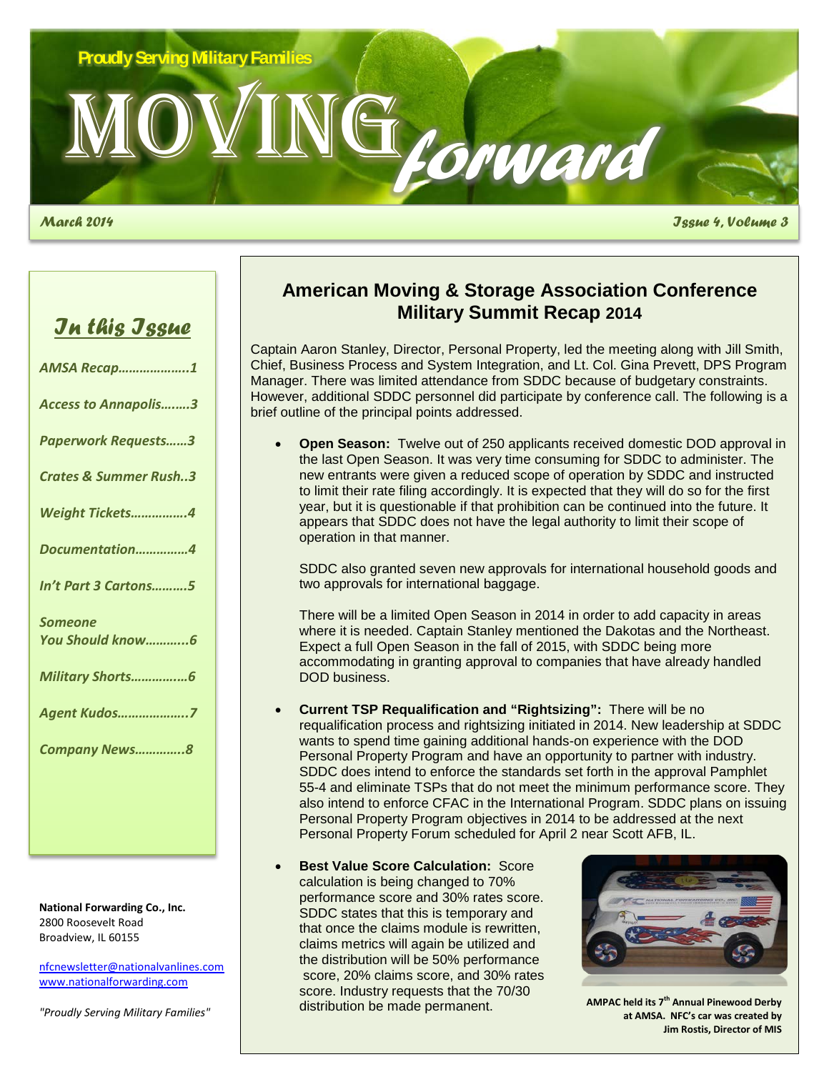Proudly Serving Military Families

# MOVING *forward*

*March 2014* *Issue 4, Volume 3*

## *In this Issue*

*AMSA Recap………………..1*

*Access to Annapolis……..3*

*Paperwork Requests……3*

*Crates & Summer Rush..3*

*Weight Tickets…………….4*

*Documentation…………..4*

*In't Part 3 Cartons……….5*

*Someone You Should know………..6*

*Military Shorts…………….6*

*Agent Kudos………………..7*

*Company News…………..8*

**National Forwarding Co., Inc.**
2800 Roosevelt Road
Broadview, IL 60155

nfcnewsletter@nationalvanlines.com
www.nationalforwarding.com

*"Proudly Serving Military Families"*

## American Moving & Storage Association Conference Military Summit Recap 2014

Captain Aaron Stanley, Director, Personal Property, led the meeting along with Jill Smith, Chief, Business Process and System Integration, and Lt. Col. Gina Prevett, DPS Program Manager. There was limited attendance from SDDC because of budgetary constraints. However, additional SDDC personnel did participate by conference call. The following is a brief outline of the principal points addressed.

- **Open Season:** Twelve out of 250 applicants received domestic DOD approval in the last Open Season. It was very time consuming for SDDC to administer. The new entrants were given a reduced scope of operation by SDDC and instructed to limit their rate filing accordingly. It is expected that they will do so for the first year, but it is questionable if that prohibition can be continued into the future. It appears that SDDC does not have the legal authority to limit their scope of operation in that manner.

  SDDC also granted seven new approvals for international household goods and two approvals for international baggage.

  There will be a limited Open Season in 2014 in order to add capacity in areas where it is needed. Captain Stanley mentioned the Dakotas and the Northeast. Expect a full Open Season in the fall of 2015, with SDDC being more accommodating in granting approval to companies that have already handled DOD business.

- **Current TSP Requalification and "Rightsizing":** There will be no requalification process and rightsizing initiated in 2014. New leadership at SDDC wants to spend time gaining additional hands-on experience with the DOD Personal Property Program and have an opportunity to partner with industry. SDDC does intend to enforce the standards set forth in the approval Pamphlet 55-4 and eliminate TSPs that do not meet the minimum performance score. They also intend to enforce CFAC in the International Program. SDDC plans on issuing Personal Property Program objectives in 2014 to be addressed at the next Personal Property Forum scheduled for April 2 near Scott AFB, IL.

- **Best Value Score Calculation:** Score calculation is being changed to 70% performance score and 30% rates score. SDDC states that this is temporary and that once the claims module is rewritten, claims metrics will again be utilized and the distribution will be 50% performance score, 20% claims score, and 30% rates score. Industry requests that the 70/30 distribution be made permanent.

**AMPAC held its 7th Annual Pinewood Derby at AMSA. NFC's car was created by Jim Rostis, Director of MIS**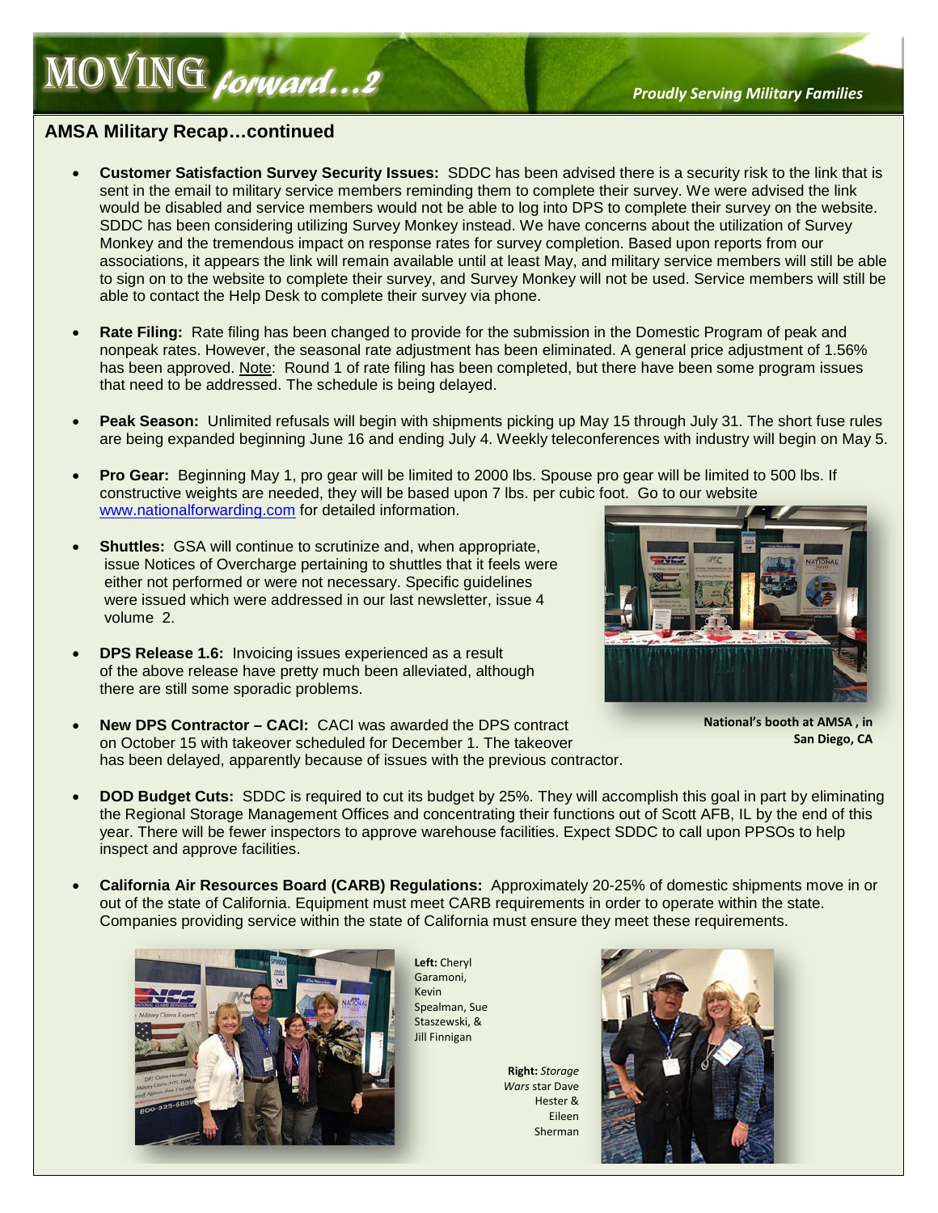## AMSA Military Recap…continued

- **Customer Satisfaction Survey Security Issues:** SDDC has been advised there is a security risk to the link that is sent in the email to military service members reminding them to complete their survey. We were advised the link would be disabled and service members would not be able to log into DPS to complete their survey on the website. SDDC has been considering utilizing Survey Monkey instead. We have concerns about the utilization of Survey Monkey and the tremendous impact on response rates for survey completion. Based upon reports from our associations, it appears the link will remain available until at least May, and military service members will still be able to sign on to the website to complete their survey, and Survey Monkey will not be used. Service members will still be able to contact the Help Desk to complete their survey via phone.

- **Rate Filing:** Rate filing has been changed to provide for the submission in the Domestic Program of peak and nonpeak rates. However, the seasonal rate adjustment has been eliminated. A general price adjustment of 1.56% has been approved. Note: Round 1 of rate filing has been completed, but there have been some program issues that need to be addressed. The schedule is being delayed.

- **Peak Season:** Unlimited refusals will begin with shipments picking up May 15 through July 31. The short fuse rules are being expanded beginning June 16 and ending July 4. Weekly teleconferences with industry will begin on May 5.

- **Pro Gear:** Beginning May 1, pro gear will be limited to 2000 lbs. Spouse pro gear will be limited to 500 lbs. If constructive weights are needed, they will be based upon 7 lbs. per cubic foot. Go to our website www.nationalforwarding.com for detailed information.

- **Shuttles:** GSA will continue to scrutinize and, when appropriate, issue Notices of Overcharge pertaining to shuttles that it feels were either not performed or were not necessary. Specific guidelines were issued which were addressed in our last newsletter, issue 4 volume 2.

- **DPS Release 1.6:** Invoicing issues experienced as a result of the above release have pretty much been alleviated, although there are still some sporadic problems.

- **New DPS Contractor – CACI:** CACI was awarded the DPS contract on October 15 with takeover scheduled for December 1. The takeover has been delayed, apparently because of issues with the previous contractor.

**National's booth at AMSA , in San Diego, CA**

- **DOD Budget Cuts:** SDDC is required to cut its budget by 25%. They will accomplish this goal in part by eliminating the Regional Storage Management Offices and concentrating their functions out of Scott AFB, IL by the end of this year. There will be fewer inspectors to approve warehouse facilities. Expect SDDC to call upon PPSOs to help inspect and approve facilities.

- **California Air Resources Board (CARB) Regulations:** Approximately 20-25% of domestic shipments move in or out of the state of California. Equipment must meet CARB requirements in order to operate within the state. Companies providing service within the state of California must ensure they meet these requirements.

**Left:** Cheryl Garamoni, Kevin Spealman, Sue Staszewski, & Jill Finnigan

**Right:** *Storage Wars* star Dave Hester & Eileen Sherman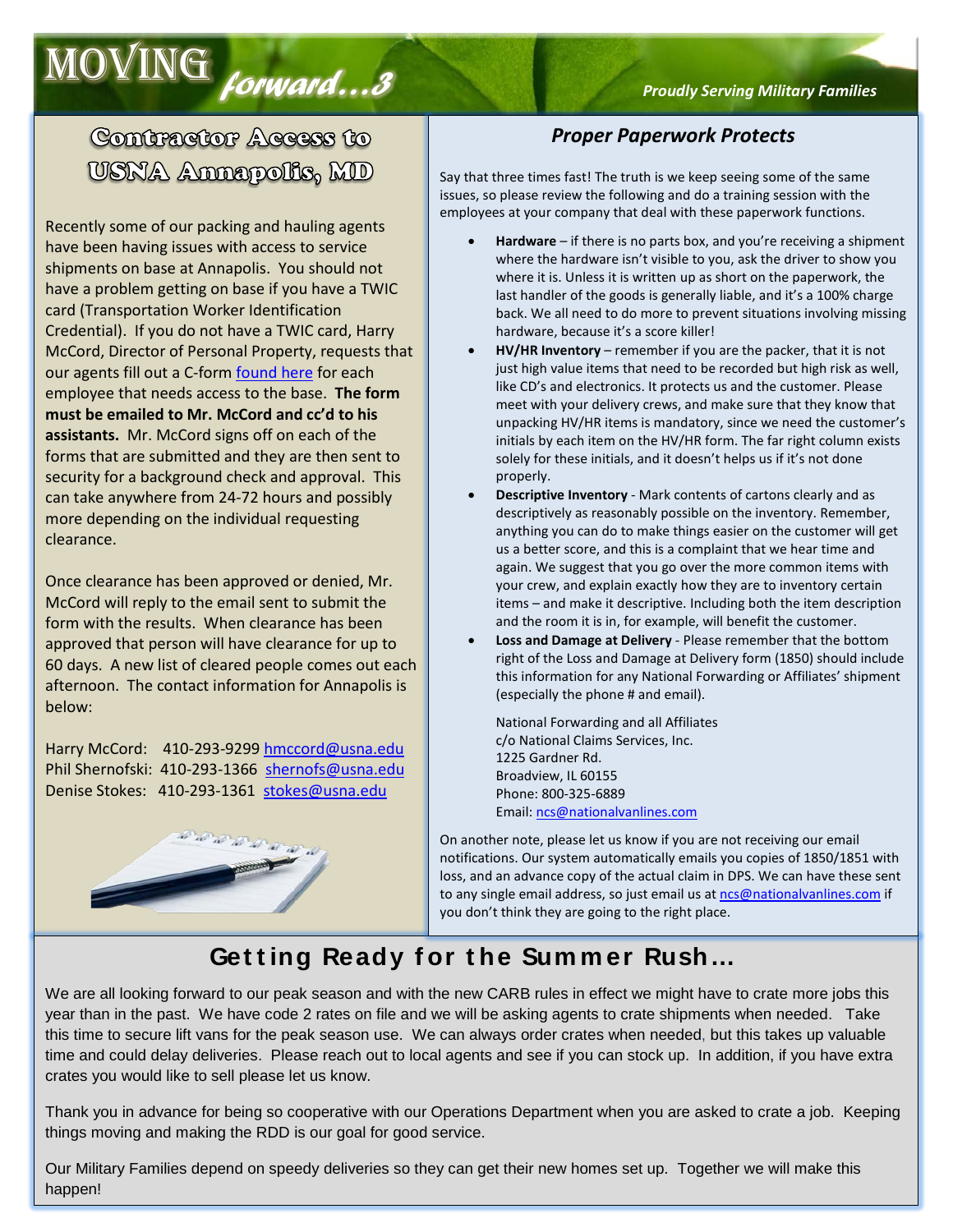# MOVING *forward…3*

*Proudly Serving Military Families*

## Contractor Access to USNA Annapolis, MD

Recently some of our packing and hauling agents have been having issues with access to service shipments on base at Annapolis. You should not have a problem getting on base if you have a TWIC card (Transportation Worker Identification Credential). If you do not have a TWIC card, Harry McCord, Director of Personal Property, requests that our agents fill out a C-form found here for each employee that needs access to the base. **The form must be emailed to Mr. McCord and cc'd to his assistants.** Mr. McCord signs off on each of the forms that are submitted and they are then sent to security for a background check and approval. This can take anywhere from 24-72 hours and possibly more depending on the individual requesting clearance.

Once clearance has been approved or denied, Mr. McCord will reply to the email sent to submit the form with the results. When clearance has been approved that person will have clearance for up to 60 days. A new list of cleared people comes out each afternoon. The contact information for Annapolis is below:

Harry McCord: 410-293-9299 hmccord@usna.edu
Phil Shernofski: 410-293-1366 shernofs@usna.edu
Denise Stokes: 410-293-1361 stokes@usna.edu

## *Proper Paperwork Protects*

Say that three times fast! The truth is we keep seeing some of the same issues, so please review the following and do a training session with the employees at your company that deal with these paperwork functions.

- **Hardware** – if there is no parts box, and you're receiving a shipment where the hardware isn't visible to you, ask the driver to show you where it is. Unless it is written up as short on the paperwork, the last handler of the goods is generally liable, and it's a 100% charge back. We all need to do more to prevent situations involving missing hardware, because it's a score killer!
- **HV/HR Inventory** – remember if you are the packer, that it is not just high value items that need to be recorded but high risk as well, like CD's and electronics. It protects us and the customer. Please meet with your delivery crews, and make sure that they know that unpacking HV/HR items is mandatory, since we need the customer's initials by each item on the HV/HR form. The far right column exists solely for these initials, and it doesn't helps us if it's not done properly.
- **Descriptive Inventory** - Mark contents of cartons clearly and as descriptively as reasonably possible on the inventory. Remember, anything you can do to make things easier on the customer will get us a better score, and this is a complaint that we hear time and again. We suggest that you go over the more common items with your crew, and explain exactly how they are to inventory certain items – and make it descriptive. Including both the item description and the room it is in, for example, will benefit the customer.
- **Loss and Damage at Delivery** - Please remember that the bottom right of the Loss and Damage at Delivery form (1850) should include this information for any National Forwarding or Affiliates' shipment (especially the phone # and email).

  National Forwarding and all Affiliates
  c/o National Claims Services, Inc.
  1225 Gardner Rd.
  Broadview, IL 60155
  Phone: 800-325-6889
  Email: ncs@nationalvanlines.com

On another note, please let us know if you are not receiving our email notifications. Our system automatically emails you copies of 1850/1851 with loss, and an advance copy of the actual claim in DPS. We can have these sent to any single email address, so just email us at ncs@nationalvanlines.com if you don't think they are going to the right place.

## Getting Ready for the Summer Rush…

We are all looking forward to our peak season and with the new CARB rules in effect we might have to crate more jobs this year than in the past. We have code 2 rates on file and we will be asking agents to crate shipments when needed. Take this time to secure lift vans for the peak season use. We can always order crates when needed, but this takes up valuable time and could delay deliveries. Please reach out to local agents and see if you can stock up. In addition, if you have extra crates you would like to sell please let us know.

Thank you in advance for being so cooperative with our Operations Department when you are asked to crate a job. Keeping things moving and making the RDD is our goal for good service.

Our Military Families depend on speedy deliveries so they can get their new homes set up. Together we will make this happen!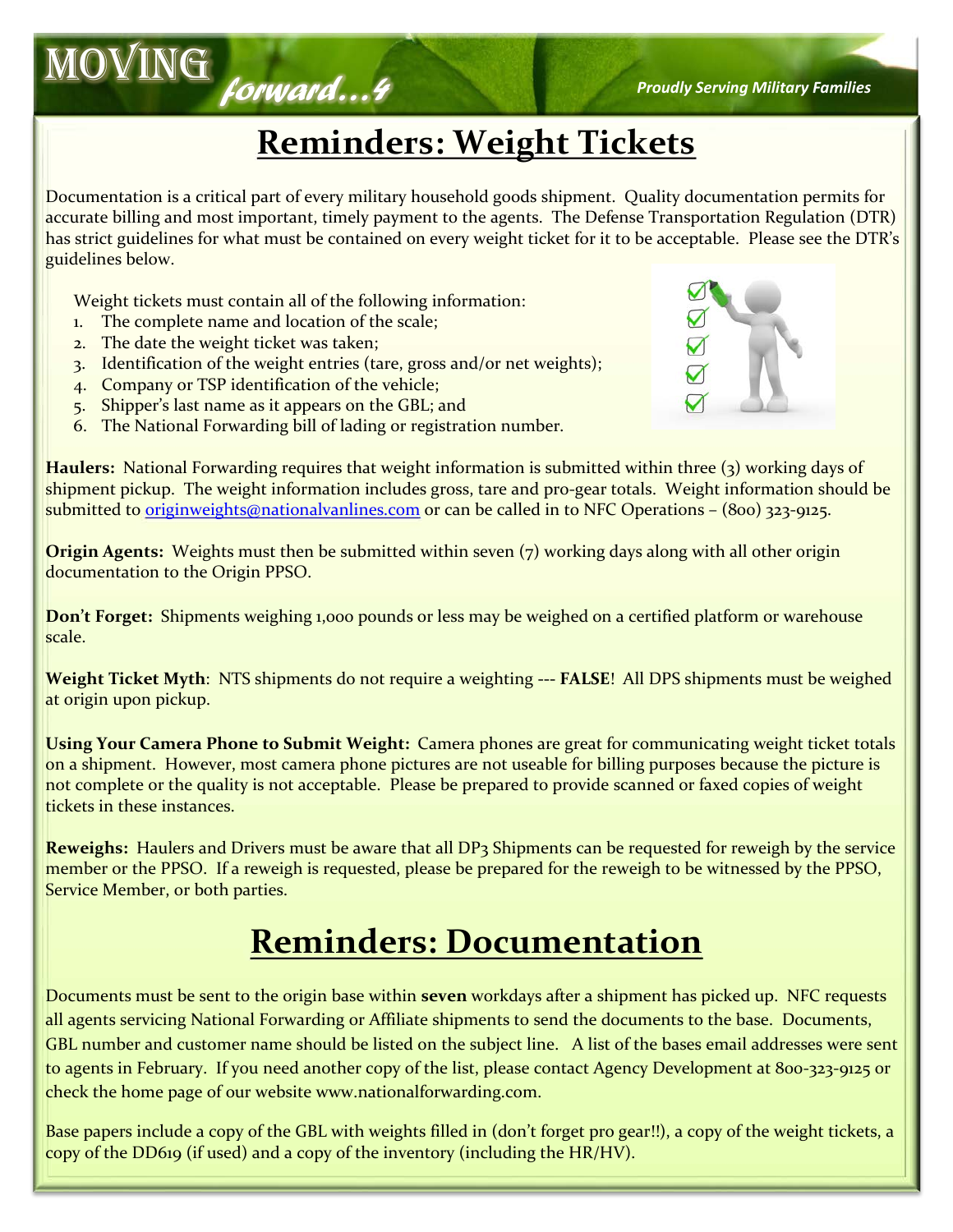# Reminders: Weight Tickets

Documentation is a critical part of every military household goods shipment. Quality documentation permits for accurate billing and most important, timely payment to the agents. The Defense Transportation Regulation (DTR) has strict guidelines for what must be contained on every weight ticket for it to be acceptable. Please see the DTR's guidelines below.

Weight tickets must contain all of the following information:

1. The complete name and location of the scale;
2. The date the weight ticket was taken;
3. Identification of the weight entries (tare, gross and/or net weights);
4. Company or TSP identification of the vehicle;
5. Shipper's last name as it appears on the GBL; and
6. The National Forwarding bill of lading or registration number.

**Haulers:** National Forwarding requires that weight information is submitted within three (3) working days of shipment pickup. The weight information includes gross, tare and pro-gear totals. Weight information should be submitted to originweights@nationalvanlines.com or can be called in to NFC Operations – (800) 323-9125.

**Origin Agents:** Weights must then be submitted within seven (7) working days along with all other origin documentation to the Origin PPSO.

**Don't Forget:** Shipments weighing 1,000 pounds or less may be weighed on a certified platform or warehouse scale.

**Weight Ticket Myth**: NTS shipments do not require a weighting --- **FALSE**! All DPS shipments must be weighed at origin upon pickup.

**Using Your Camera Phone to Submit Weight:** Camera phones are great for communicating weight ticket totals on a shipment. However, most camera phone pictures are not useable for billing purposes because the picture is not complete or the quality is not acceptable. Please be prepared to provide scanned or faxed copies of weight tickets in these instances.

**Reweighs:** Haulers and Drivers must be aware that all DP3 Shipments can be requested for reweigh by the service member or the PPSO. If a reweigh is requested, please be prepared for the reweigh to be witnessed by the PPSO, Service Member, or both parties.

# Reminders: Documentation

Documents must be sent to the origin base within **seven** workdays after a shipment has picked up. NFC requests all agents servicing National Forwarding or Affiliate shipments to send the documents to the base. Documents, GBL number and customer name should be listed on the subject line. A list of the bases email addresses were sent to agents in February. If you need another copy of the list, please contact Agency Development at 800-323-9125 or check the home page of our website www.nationalforwarding.com.

Base papers include a copy of the GBL with weights filled in (don't forget pro gear!!), a copy of the weight tickets, a copy of the DD619 (if used) and a copy of the inventory (including the HR/HV).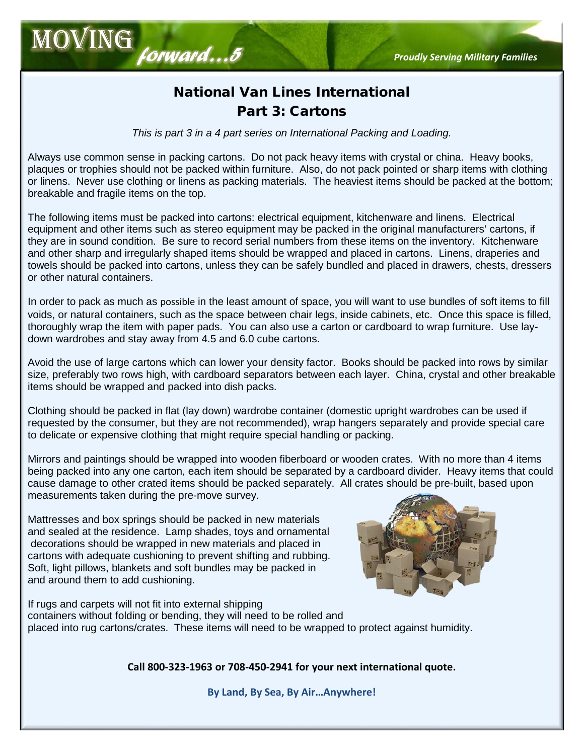## National Van Lines International
## Part 3: Cartons

*This is part 3 in a 4 part series on International Packing and Loading.*

Always use common sense in packing cartons. Do not pack heavy items with crystal or china. Heavy books, plaques or trophies should not be packed within furniture. Also, do not pack pointed or sharp items with clothing or linens. Never use clothing or linens as packing materials. The heaviest items should be packed at the bottom; breakable and fragile items on the top.

The following items must be packed into cartons: electrical equipment, kitchenware and linens. Electrical equipment and other items such as stereo equipment may be packed in the original manufacturers' cartons, if they are in sound condition. Be sure to record serial numbers from these items on the inventory. Kitchenware and other sharp and irregularly shaped items should be wrapped and placed in cartons. Linens, draperies and towels should be packed into cartons, unless they can be safely bundled and placed in drawers, chests, dressers or other natural containers.

In order to pack as much as possible in the least amount of space, you will want to use bundles of soft items to fill voids, or natural containers, such as the space between chair legs, inside cabinets, etc. Once this space is filled, thoroughly wrap the item with paper pads. You can also use a carton or cardboard to wrap furniture. Use lay-down wardrobes and stay away from 4.5 and 6.0 cube cartons.

Avoid the use of large cartons which can lower your density factor. Books should be packed into rows by similar size, preferably two rows high, with cardboard separators between each layer. China, crystal and other breakable items should be wrapped and packed into dish packs.

Clothing should be packed in flat (lay down) wardrobe container (domestic upright wardrobes can be used if requested by the consumer, but they are not recommended), wrap hangers separately and provide special care to delicate or expensive clothing that might require special handling or packing.

Mirrors and paintings should be wrapped into wooden fiberboard or wooden crates. With no more than 4 items being packed into any one carton, each item should be separated by a cardboard divider. Heavy items that could cause damage to other crated items should be packed separately. All crates should be pre-built, based upon measurements taken during the pre-move survey.

Mattresses and box springs should be packed in new materials and sealed at the residence. Lamp shades, toys and ornamental decorations should be wrapped in new materials and placed in cartons with adequate cushioning to prevent shifting and rubbing. Soft, light pillows, blankets and soft bundles may be packed in and around them to add cushioning.

If rugs and carpets will not fit into external shipping containers without folding or bending, they will need to be rolled and placed into rug cartons/crates. These items will need to be wrapped to protect against humidity.

**Call 800-323-1963 or 708-450-2941 for your next international quote.**

**By Land, By Sea, By Air…Anywhere!**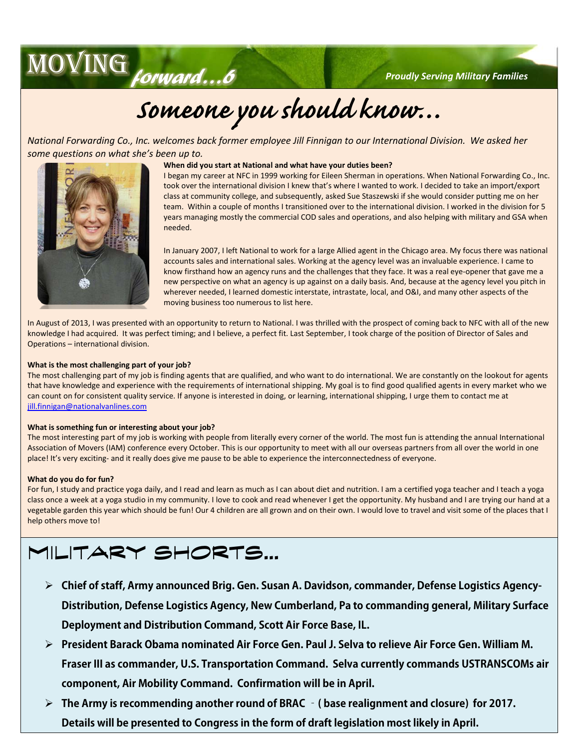# Someone you should know...

*National Forwarding Co., Inc. welcomes back former employee Jill Finnigan to our International Division. We asked her some questions on what she's been up to.*

**When did you start at National and what have your duties been?**

I began my career at NFC in 1999 working for Eileen Sherman in operations. When National Forwarding Co., Inc. took over the international division I knew that's where I wanted to work. I decided to take an import/export class at community college, and subsequently, asked Sue Staszewski if she would consider putting me on her team. Within a couple of months I transitioned over to the international division. I worked in the division for 5 years managing mostly the commercial COD sales and operations, and also helping with military and GSA when needed.

In January 2007, I left National to work for a large Allied agent in the Chicago area. My focus there was national accounts sales and international sales. Working at the agency level was an invaluable experience. I came to know firsthand how an agency runs and the challenges that they face. It was a real eye-opener that gave me a new perspective on what an agency is up against on a daily basis. And, because at the agency level you pitch in wherever needed, I learned domestic interstate, intrastate, local, and O&I, and many other aspects of the moving business too numerous to list here.

In August of 2013, I was presented with an opportunity to return to National. I was thrilled with the prospect of coming back to NFC with all of the new knowledge I had acquired. It was perfect timing; and I believe, a perfect fit. Last September, I took charge of the position of Director of Sales and Operations – international division.

**What is the most challenging part of your job?**

The most challenging part of my job is finding agents that are qualified, and who want to do international. We are constantly on the lookout for agents that have knowledge and experience with the requirements of international shipping. My goal is to find good qualified agents in every market who we can count on for consistent quality service. If anyone is interested in doing, or learning, international shipping, I urge them to contact me at jill.finnigan@nationalvanlines.com

**What is something fun or interesting about your job?**

The most interesting part of my job is working with people from literally every corner of the world. The most fun is attending the annual International Association of Movers (IAM) conference every October. This is our opportunity to meet with all our overseas partners from all over the world in one place! It's very exciting- and it really does give me pause to be able to experience the interconnectedness of everyone.

**What do you do for fun?**

For fun, I study and practice yoga daily, and I read and learn as much as I can about diet and nutrition. I am a certified yoga teacher and I teach a yoga class once a week at a yoga studio in my community. I love to cook and read whenever I get the opportunity. My husband and I are trying our hand at a vegetable garden this year which should be fun! Our 4 children are all grown and on their own. I would love to travel and visit some of the places that I help others move to!

# Military Shorts...

- **Chief of staff, Army announced Brig. Gen. Susan A. Davidson, commander, Defense Logistics Agency-Distribution, Defense Logistics Agency, New Cumberland, Pa to commanding general, Military Surface Deployment and Distribution Command, Scott Air Force Base, IL.**
- **President Barack Obama nominated Air Force Gen. Paul J. Selva to relieve Air Force Gen. William M. Fraser III as commander, U.S. Transportation Command. Selva currently commands USTRANSCOMs air component, Air Mobility Command. Confirmation will be in April.**
- **The Army is recommending another round of BRAC - ( base realignment and closure) for 2017. Details will be presented to Congress in the form of draft legislation most likely in April.**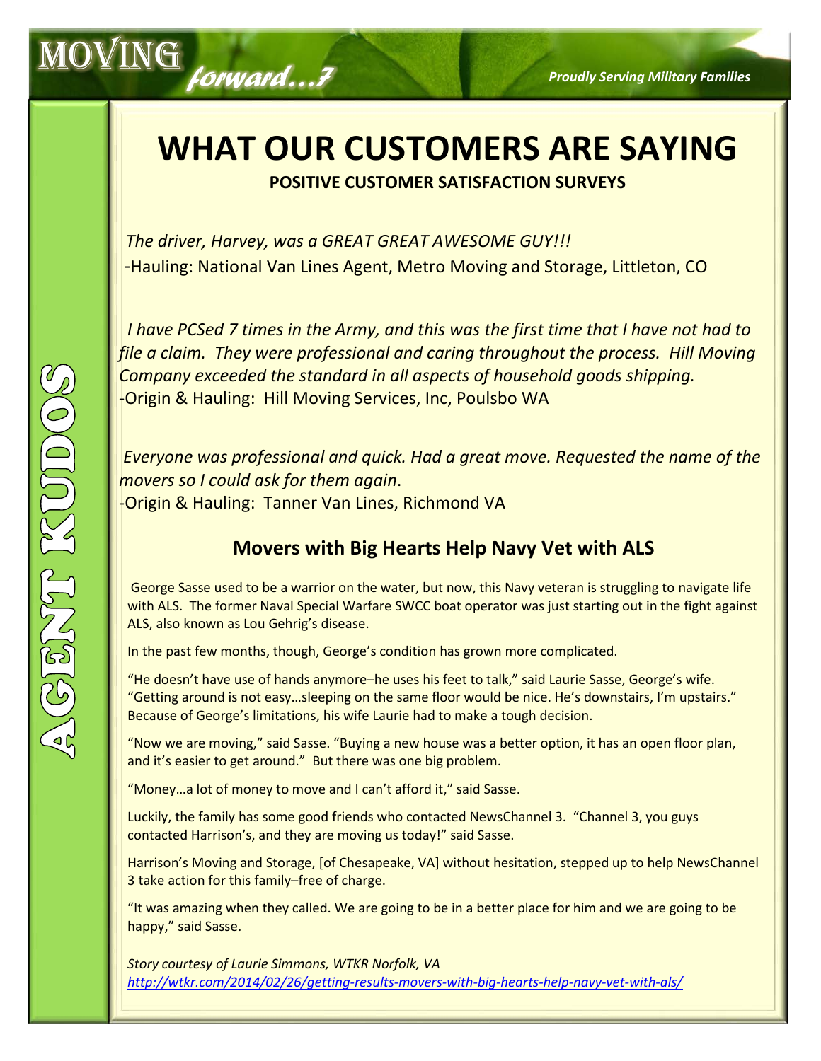# WHAT OUR CUSTOMERS ARE SAYING

**POSITIVE CUSTOMER SATISFACTION SURVEYS**

*The driver, Harvey, was a GREAT GREAT AWESOME GUY!!!*
-Hauling: National Van Lines Agent, Metro Moving and Storage, Littleton, CO

*I have PCSed 7 times in the Army, and this was the first time that I have not had to file a claim. They were professional and caring throughout the process. Hill Moving Company exceeded the standard in all aspects of household goods shipping.*
-Origin & Hauling: Hill Moving Services, Inc, Poulsbo WA

*Everyone was professional and quick. Had a great move. Requested the name of the movers so I could ask for them again.*
-Origin & Hauling: Tanner Van Lines, Richmond VA

## AGENT KUDOS

### Movers with Big Hearts Help Navy Vet with ALS

George Sasse used to be a warrior on the water, but now, this Navy veteran is struggling to navigate life with ALS. The former Naval Special Warfare SWCC boat operator was just starting out in the fight against ALS, also known as Lou Gehrig's disease.

In the past few months, though, George's condition has grown more complicated.

"He doesn't have use of hands anymore–he uses his feet to talk," said Laurie Sasse, George's wife. "Getting around is not easy…sleeping on the same floor would be nice. He's downstairs, I'm upstairs." Because of George's limitations, his wife Laurie had to make a tough decision.

"Now we are moving," said Sasse. "Buying a new house was a better option, it has an open floor plan, and it's easier to get around." But there was one big problem.

"Money…a lot of money to move and I can't afford it," said Sasse.

Luckily, the family has some good friends who contacted NewsChannel 3. "Channel 3, you guys contacted Harrison's, and they are moving us today!" said Sasse.

Harrison's Moving and Storage, [of Chesapeake, VA] without hesitation, stepped up to help NewsChannel 3 take action for this family–free of charge.

"It was amazing when they called. We are going to be in a better place for him and we are going to be happy," said Sasse.

*Story courtesy of Laurie Simmons, WTKR Norfolk, VA*
*http://wtkr.com/2014/02/26/getting-results-movers-with-big-hearts-help-navy-vet-with-als/*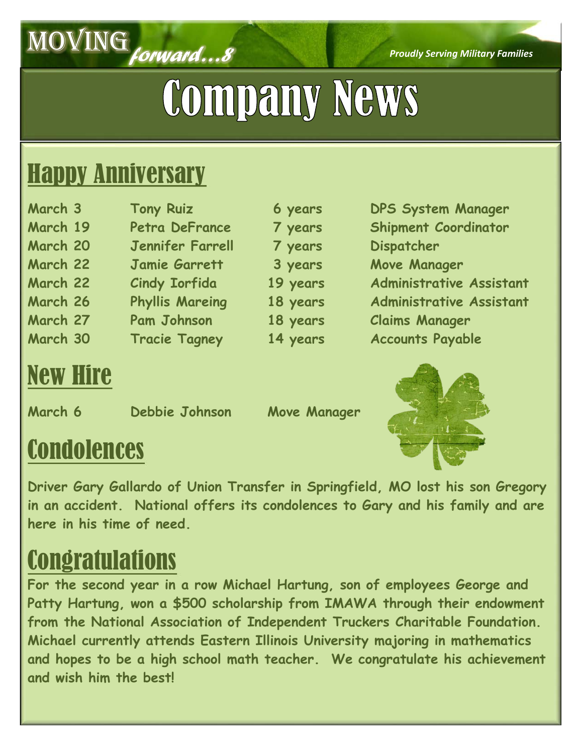# Company News

## Happy Anniversary

| | | | |
|---|---|---|---|
| March 3 | Tony Ruiz | 6 years | DPS System Manager |
| March 19 | Petra DeFrance | 7 years | Shipment Coordinator |
| March 20 | Jennifer Farrell | 7 years | Dispatcher |
| March 22 | Jamie Garrett | 3 years | Move Manager |
| March 22 | Cindy Iorfida | 19 years | Administrative Assistant |
| March 26 | Phyllis Mareing | 18 years | Administrative Assistant |
| March 27 | Pam Johnson | 18 years | Claims Manager |
| March 30 | Tracie Tagney | 14 years | Accounts Payable |

## New Hire

| | | |
|---|---|---|
| March 6 | Debbie Johnson | Move Manager |

## Condolences

Driver Gary Gallardo of Union Transfer in Springfield, MO lost his son Gregory in an accident. National offers its condolences to Gary and his family and are here in his time of need.

## Congratulations

For the second year in a row Michael Hartung, son of employees George and Patty Hartung, won a $500 scholarship from IMAWA through their endowment from the National Association of Independent Truckers Charitable Foundation. Michael currently attends Eastern Illinois University majoring in mathematics and hopes to be a high school math teacher. We congratulate his achievement and wish him the best!